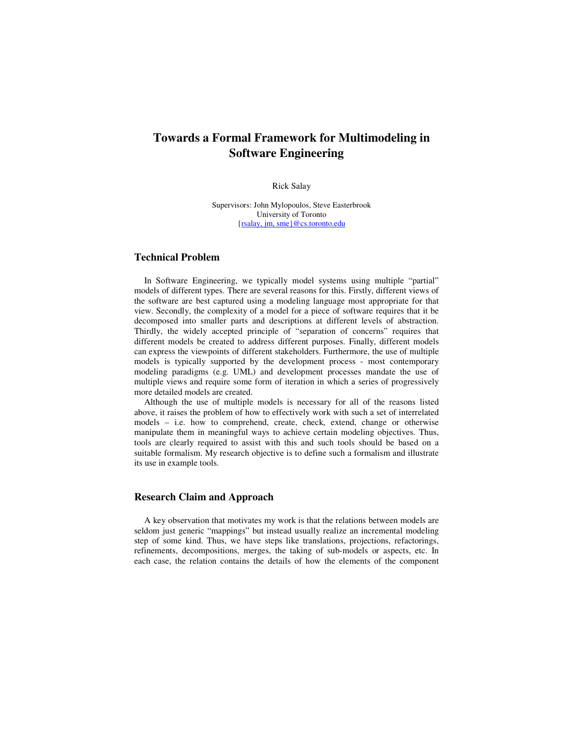# Towards a Formal Framework for Multimodeling in Software Engineering

Rick Salay

Supervisors: John Mylopoulos, Steve Easterbrook
University of Toronto
{rsalay, jm, sme}@cs.toronto.edu

## Technical Problem

In Software Engineering, we typically model systems using multiple "partial" models of different types. There are several reasons for this. Firstly, different views of the software are best captured using a modeling language most appropriate for that view. Secondly, the complexity of a model for a piece of software requires that it be decomposed into smaller parts and descriptions at different levels of abstraction. Thirdly, the widely accepted principle of "separation of concerns" requires that different models be created to address different purposes. Finally, different models can express the viewpoints of different stakeholders. Furthermore, the use of multiple models is typically supported by the development process - most contemporary modeling paradigms (e.g. UML) and development processes mandate the use of multiple views and require some form of iteration in which a series of progressively more detailed models are created.

Although the use of multiple models is necessary for all of the reasons listed above, it raises the problem of how to effectively work with such a set of interrelated models – i.e. how to comprehend, create, check, extend, change or otherwise manipulate them in meaningful ways to achieve certain modeling objectives. Thus, tools are clearly required to assist with this and such tools should be based on a suitable formalism. My research objective is to define such a formalism and illustrate its use in example tools.

## Research Claim and Approach

A key observation that motivates my work is that the relations between models are seldom just generic "mappings" but instead usually realize an incremental modeling step of some kind. Thus, we have steps like translations, projections, refactorings, refinements, decompositions, merges, the taking of sub-models or aspects, etc. In each case, the relation contains the details of how the elements of the component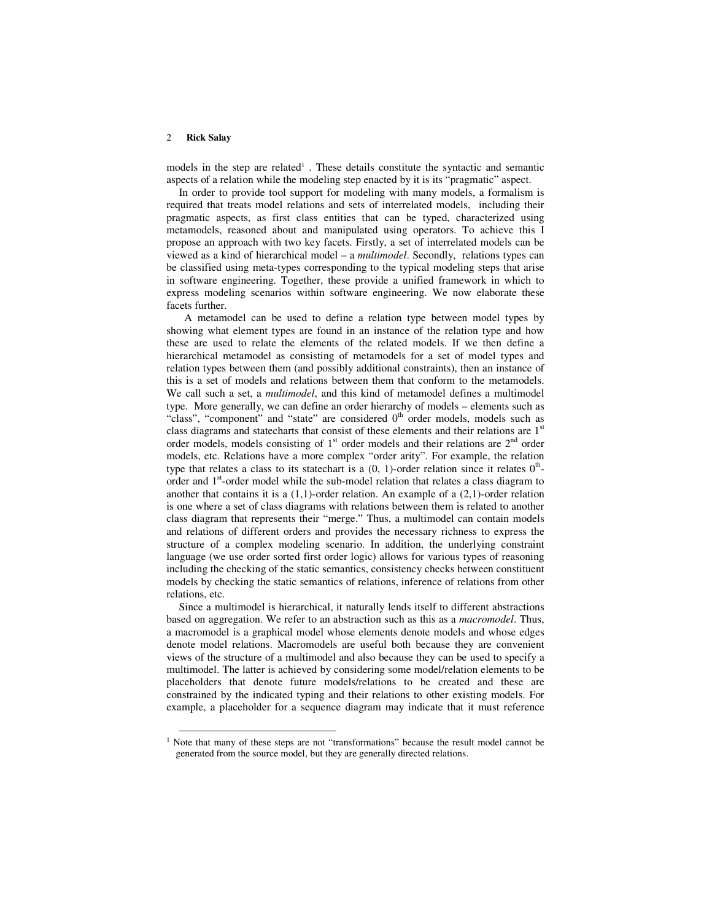models in the step are related[1] . These details constitute the syntactic and semantic aspects of a relation while the modeling step enacted by it is its "pragmatic" aspect.

In order to provide tool support for modeling with many models, a formalism is required that treats model relations and sets of interrelated models, including their pragmatic aspects, as first class entities that can be typed, characterized using metamodels, reasoned about and manipulated using operators. To achieve this I propose an approach with two key facets. Firstly, a set of interrelated models can be viewed as a kind of hierarchical model – a *multimodel*. Secondly, relations types can be classified using meta-types corresponding to the typical modeling steps that arise in software engineering. Together, these provide a unified framework in which to express modeling scenarios within software engineering. We now elaborate these facets further.

A metamodel can be used to define a relation type between model types by showing what element types are found in an instance of the relation type and how these are used to relate the elements of the related models. If we then define a hierarchical metamodel as consisting of metamodels for a set of model types and relation types between them (and possibly additional constraints), then an instance of this is a set of models and relations between them that conform to the metamodels. We call such a set, a *multimodel*, and this kind of metamodel defines a multimodel type. More generally, we can define an order hierarchy of models – elements such as "class", "component" and "state" are considered $0^{th}$ order models, models such as class diagrams and statecharts that consist of these elements and their relations are $1^{st}$ order models, models consisting of $1^{st}$ order models and their relations are $2^{nd}$ order models, etc. Relations have a more complex "order arity". For example, the relation type that relates a class to its statechart is a (0, 1)-order relation since it relates $0^{th}$-order and $1^{st}$-order model while the sub-model relation that relates a class diagram to another that contains it is a (1,1)-order relation. An example of a (2,1)-order relation is one where a set of class diagrams with relations between them is related to another class diagram that represents their "merge." Thus, a multimodel can contain models and relations of different orders and provides the necessary richness to express the structure of a complex modeling scenario. In addition, the underlying constraint language (we use order sorted first order logic) allows for various types of reasoning including the checking of the static semantics, consistency checks between constituent models by checking the static semantics of relations, inference of relations from other relations, etc.

Since a multimodel is hierarchical, it naturally lends itself to different abstractions based on aggregation. We refer to an abstraction such as this as a *macromodel*. Thus, a macromodel is a graphical model whose elements denote models and whose edges denote model relations. Macromodels are useful both because they are convenient views of the structure of a multimodel and also because they can be used to specify a multimodel. The latter is achieved by considering some model/relation elements to be placeholders that denote future models/relations to be created and these are constrained by the indicated typing and their relations to other existing models. For example, a placeholder for a sequence diagram may indicate that it must reference

[1] Note that many of these steps are not "transformations" because the result model cannot be generated from the source model, but they are generally directed relations.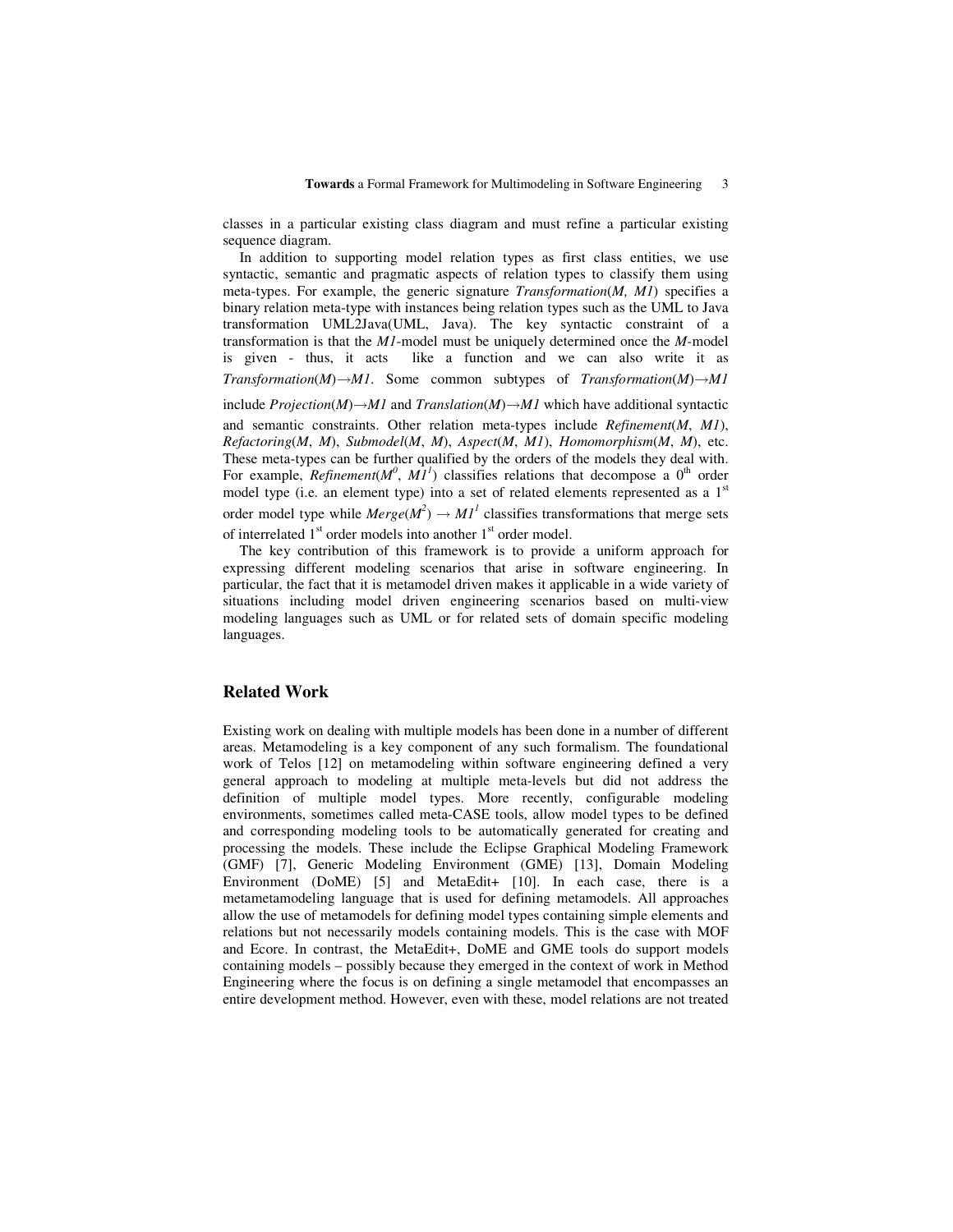classes in a particular existing class diagram and must refine a particular existing sequence diagram.

In addition to supporting model relation types as first class entities, we use syntactic, semantic and pragmatic aspects of relation types to classify them using meta-types. For example, the generic signature *Transformation*(*M, M1*) specifies a binary relation meta-type with instances being relation types such as the UML to Java transformation UML2Java(UML, Java). The key syntactic constraint of a transformation is that the *M1*-model must be uniquely determined once the *M*-model is given - thus, it acts like a function and we can also write it as *Transformation*(*M*)→*M1*. Some common subtypes of *Transformation*(*M*)→*M1* include *Projection*(*M*)→*M1* and *Translation*(*M*)→*M1* which have additional syntactic and semantic constraints. Other relation meta-types include *Refinement*(*M*, *M1*), *Refactoring*(*M*, *M*), *Submodel*(*M*, *M*), *Aspect*(*M*, *M1*), *Homomorphism*(*M*, *M*), etc. These meta-types can be further qualified by the orders of the models they deal with. For example, *Refinement*($M^0$, $M1^1$) classifies relations that decompose a 0[th] order model type (i.e. an element type) into a set of related elements represented as a 1[st] order model type while *Merge*($M^2$) → $M1^1$ classifies transformations that merge sets of interrelated 1[st] order models into another 1[st] order model.

The key contribution of this framework is to provide a uniform approach for expressing different modeling scenarios that arise in software engineering. In particular, the fact that it is metamodel driven makes it applicable in a wide variety of situations including model driven engineering scenarios based on multi-view modeling languages such as UML or for related sets of domain specific modeling languages.

## Related Work

Existing work on dealing with multiple models has been done in a number of different areas. Metamodeling is a key component of any such formalism. The foundational work of Telos [12] on metamodeling within software engineering defined a very general approach to modeling at multiple meta-levels but did not address the definition of multiple model types. More recently, configurable modeling environments, sometimes called meta-CASE tools, allow model types to be defined and corresponding modeling tools to be automatically generated for creating and processing the models. These include the Eclipse Graphical Modeling Framework (GMF) [7], Generic Modeling Environment (GME) [13], Domain Modeling Environment (DoME) [5] and MetaEdit+ [10]. In each case, there is a metametamodeling language that is used for defining metamodels. All approaches allow the use of metamodels for defining model types containing simple elements and relations but not necessarily models containing models. This is the case with MOF and Ecore. In contrast, the MetaEdit+, DoME and GME tools do support models containing models – possibly because they emerged in the context of work in Method Engineering where the focus is on defining a single metamodel that encompasses an entire development method. However, even with these, model relations are not treated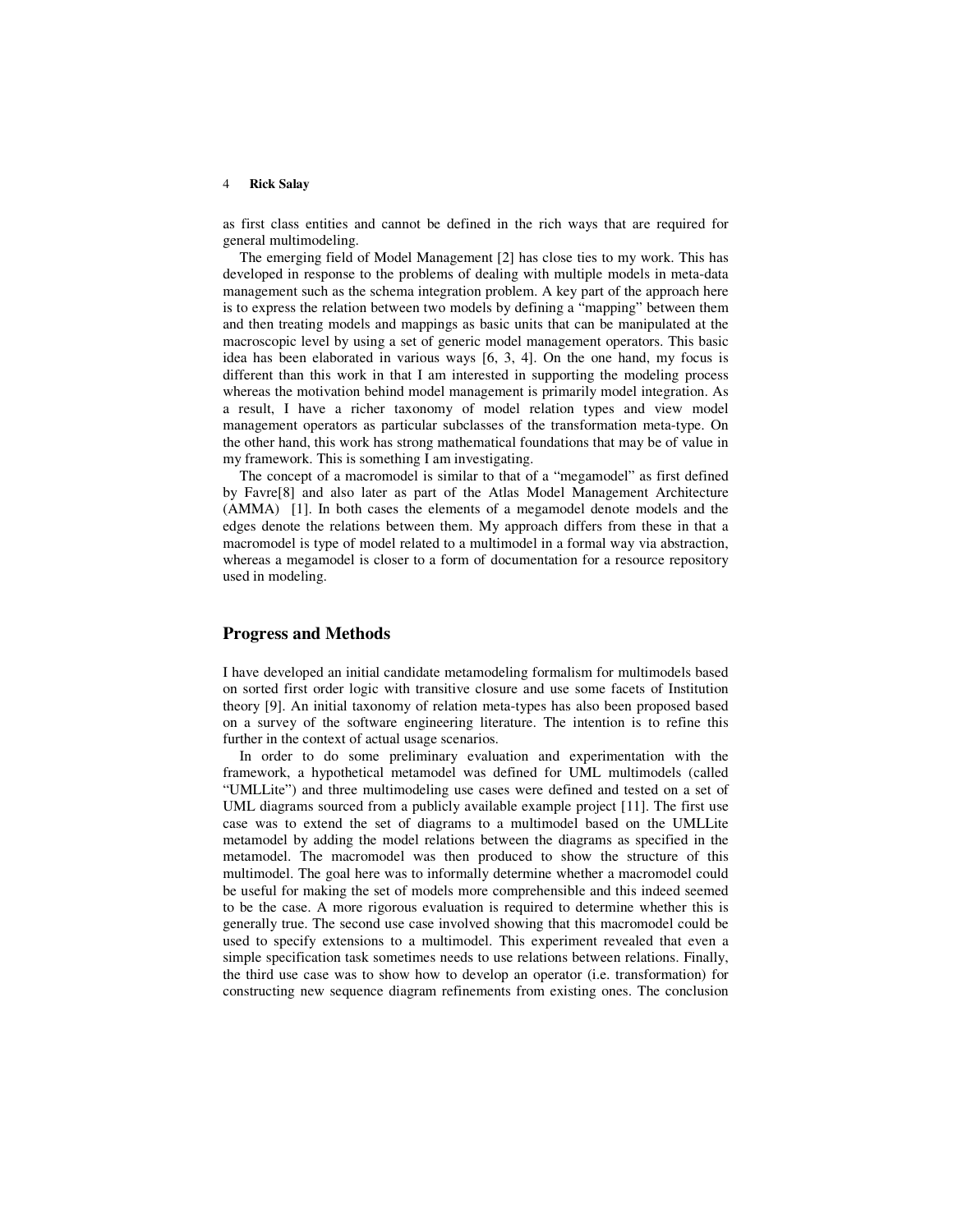as first class entities and cannot be defined in the rich ways that are required for general multimodeling.

The emerging field of Model Management [2] has close ties to my work. This has developed in response to the problems of dealing with multiple models in meta-data management such as the schema integration problem. A key part of the approach here is to express the relation between two models by defining a "mapping" between them and then treating models and mappings as basic units that can be manipulated at the macroscopic level by using a set of generic model management operators. This basic idea has been elaborated in various ways [6, 3, 4]. On the one hand, my focus is different than this work in that I am interested in supporting the modeling process whereas the motivation behind model management is primarily model integration. As a result, I have a richer taxonomy of model relation types and view model management operators as particular subclasses of the transformation meta-type. On the other hand, this work has strong mathematical foundations that may be of value in my framework. This is something I am investigating.

The concept of a macromodel is similar to that of a "megamodel" as first defined by Favre[8] and also later as part of the Atlas Model Management Architecture (AMMA) [1]. In both cases the elements of a megamodel denote models and the edges denote the relations between them. My approach differs from these in that a macromodel is type of model related to a multimodel in a formal way via abstraction, whereas a megamodel is closer to a form of documentation for a resource repository used in modeling.

## Progress and Methods

I have developed an initial candidate metamodeling formalism for multimodels based on sorted first order logic with transitive closure and use some facets of Institution theory [9]. An initial taxonomy of relation meta-types has also been proposed based on a survey of the software engineering literature. The intention is to refine this further in the context of actual usage scenarios.

In order to do some preliminary evaluation and experimentation with the framework, a hypothetical metamodel was defined for UML multimodels (called "UMLLite") and three multimodeling use cases were defined and tested on a set of UML diagrams sourced from a publicly available example project [11]. The first use case was to extend the set of diagrams to a multimodel based on the UMLLite metamodel by adding the model relations between the diagrams as specified in the metamodel. The macromodel was then produced to show the structure of this multimodel. The goal here was to informally determine whether a macromodel could be useful for making the set of models more comprehensible and this indeed seemed to be the case. A more rigorous evaluation is required to determine whether this is generally true. The second use case involved showing that this macromodel could be used to specify extensions to a multimodel. This experiment revealed that even a simple specification task sometimes needs to use relations between relations. Finally, the third use case was to show how to develop an operator (i.e. transformation) for constructing new sequence diagram refinements from existing ones. The conclusion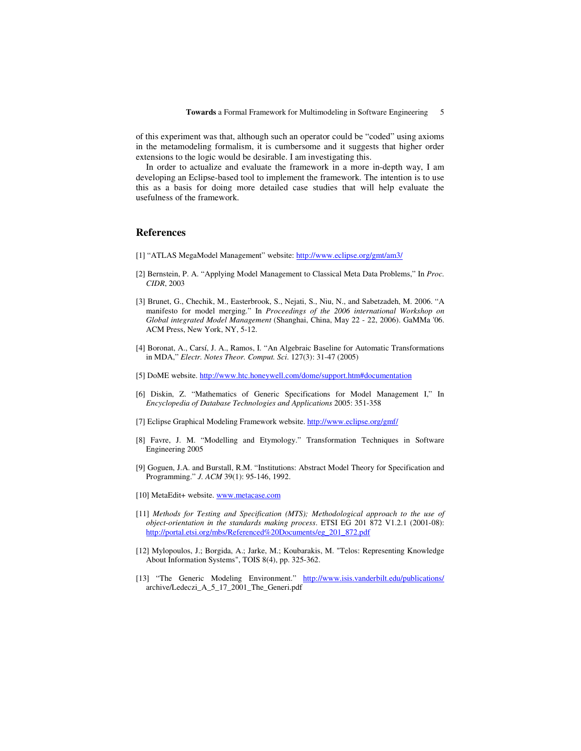of this experiment was that, although such an operator could be “coded” using axioms in the metamodeling formalism, it is cumbersome and it suggests that higher order extensions to the logic would be desirable. I am investigating this.

In order to actualize and evaluate the framework in a more in-depth way, I am developing an Eclipse-based tool to implement the framework. The intention is to use this as a basis for doing more detailed case studies that will help evaluate the usefulness of the framework.

## References

[1] “ATLAS MegaModel Management” website: http://www.eclipse.org/gmt/am3/

[2] Bernstein, P. A. “Applying Model Management to Classical Meta Data Problems,” In *Proc. CIDR*, 2003

[3] Brunet, G., Chechik, M., Easterbrook, S., Nejati, S., Niu, N., and Sabetzadeh, M. 2006. “A manifesto for model merging.” In *Proceedings of the 2006 international Workshop on Global integrated Model Management* (Shanghai, China, May 22 - 22, 2006). GaMMa '06. ACM Press, New York, NY, 5-12.

[4] Boronat, A., Carsí, J. A., Ramos, I. “An Algebraic Baseline for Automatic Transformations in MDA,” *Electr. Notes Theor. Comput. Sci.* 127(3): 31-47 (2005)

[5] DoME website. http://www.htc.honeywell.com/dome/support.htm#documentation

[6] Diskin, Z. “Mathematics of Generic Specifications for Model Management I,” In *Encyclopedia of Database Technologies and Applications* 2005: 351-358

[7] Eclipse Graphical Modeling Framework website. http://www.eclipse.org/gmf/

[8] Favre, J. M. “Modelling and Etymology.” Transformation Techniques in Software Engineering 2005

[9] Goguen, J.A. and Burstall, R.M. “Institutions: Abstract Model Theory for Specification and Programming.” *J. ACM* 39(1): 95-146, 1992.

[10] MetaEdit+ website. www.metacase.com

[11] *Methods for Testing and Specification (MTS); Methodological approach to the use of object-orientation in the standards making process*. ETSI EG 201 872 V1.2.1 (2001-08): http://portal.etsi.org/mbs/Referenced%20Documents/eg_201_872.pdf

[12] Mylopoulos, J.; Borgida, A.; Jarke, M.; Koubarakis, M. "Telos: Representing Knowledge About Information Systems", TOIS 8(4), pp. 325-362.

[13] “The Generic Modeling Environment.” http://www.isis.vanderbilt.edu/publications/archive/Ledeczi_A_5_17_2001_The_Generi.pdf